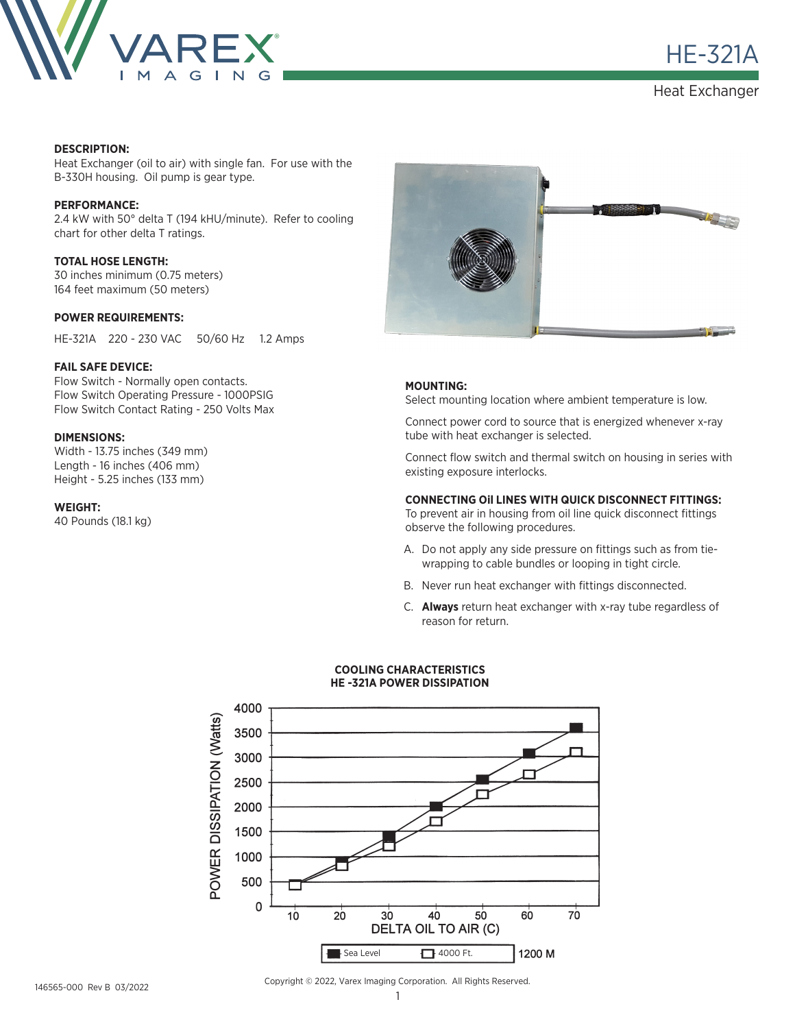# HE-321A

Heat Exchanger

**DESCRIPTION:**
Heat Exchanger (oil to air) with single fan. For use with the B-330H housing. Oil pump is gear type.

**PERFORMANCE:**
2.4 kW with 50° delta T (194 kHU/minute). Refer to cooling chart for other delta T ratings.

**TOTAL HOSE LENGTH:**
30 inches minimum (0.75 meters)
164 feet maximum (50 meters)

**POWER REQUIREMENTS:**

HE-321A 220 - 230 VAC 50/60 Hz 1.2 Amps

**FAIL SAFE DEVICE:**
Flow Switch - Normally open contacts.
Flow Switch Operating Pressure - 1000PSIG
Flow Switch Contact Rating - 250 Volts Max

**DIMENSIONS:**
Width - 13.75 inches (349 mm)
Length - 16 inches (406 mm)
Height - 5.25 inches (133 mm)

**WEIGHT:**
40 Pounds (18.1 kg)

**MOUNTING:**
Select mounting location where ambient temperature is low.

Connect power cord to source that is energized whenever x-ray tube with heat exchanger is selected.

Connect flow switch and thermal switch on housing in series with existing exposure interlocks.

**CONNECTING OIl LINES WITH QUICK DISCONNECT FITTINGS:**
To prevent air in housing from oil line quick disconnect fittings observe the following procedures.

A. Do not apply any side pressure on fittings such as from tie-wrapping to cable bundles or looping in tight circle.

B. Never run heat exchanger with fittings disconnected.

C. **Always** return heat exchanger with x-ray tube regardless of reason for return.

**COOLING CHARACTERISTICS**
**HE -321A POWER DISSIPATION**

POWER DISSIPATION (Watts) vs. DELTA OIL TO AIR (C)

Legend: Sea Level; 4000 Ft. 1200 M

Copyright © 2022, Varex Imaging Corporation. All Rights Reserved.

146565-000 Rev B 03/2022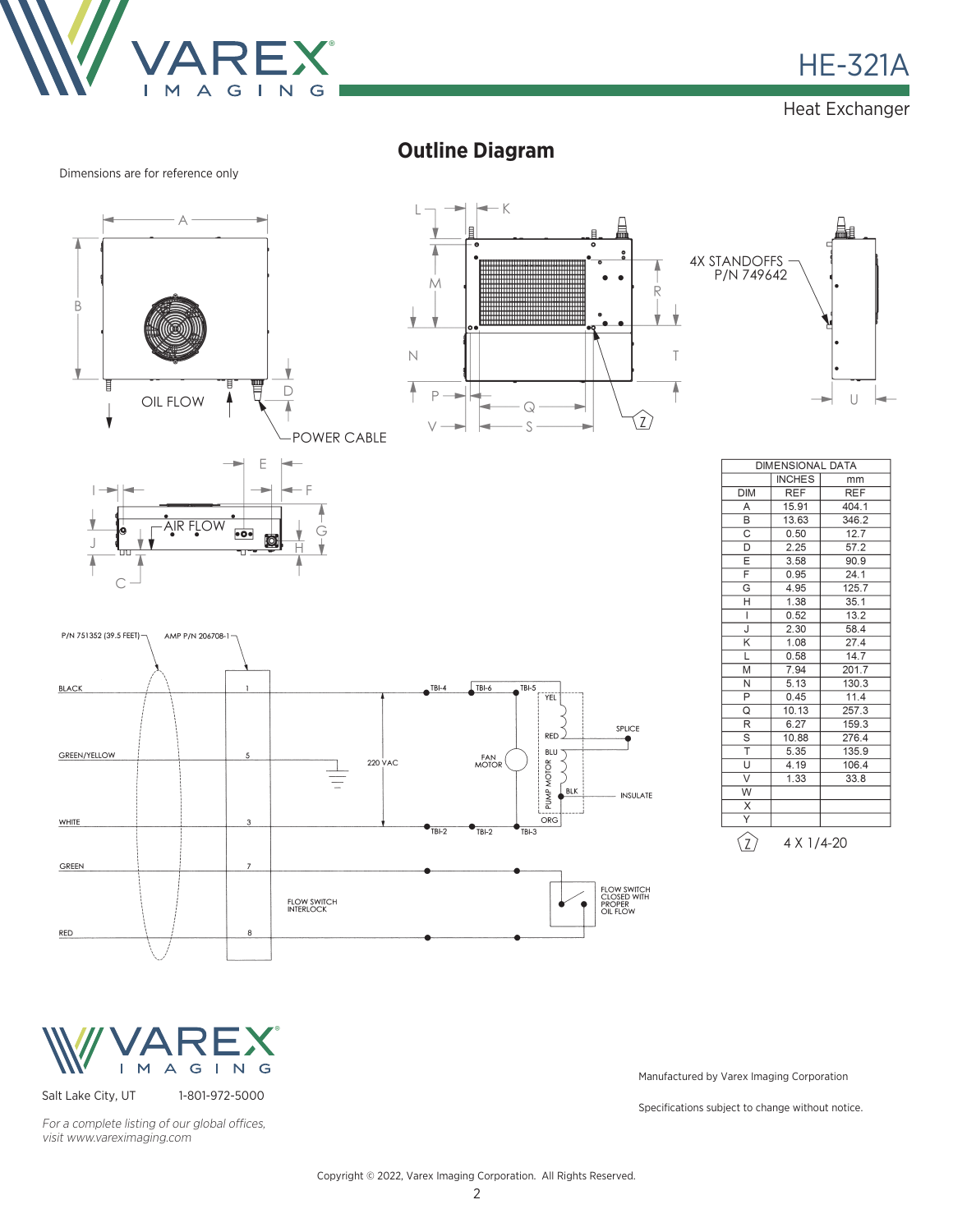# Outline Diagram

Dimensions are for reference only

A
B
OIL FLOW
D
POWER CABLE
L
K
M
R
N
T
P
Q
V
S
Z
4X STANDOFFS
P/N 749642
U
E
I
F
AIR FLOW
G
J
H
C

| DIMENSIONAL DATA | | |
|---|---|---|
| | INCHES | mm |
| DIM | REF | REF |
| A | 15.91 | 404.1 |
| B | 13.63 | 346.2 |
| C | 0.50 | 12.7 |
| D | 2.25 | 57.2 |
| E | 3.58 | 90.9 |
| F | 0.95 | 24.1 |
| G | 4.95 | 125.7 |
| H | 1.38 | 35.1 |
| I | 0.52 | 13.2 |
| J | 2.30 | 58.4 |
| K | 1.08 | 27.4 |
| L | 0.58 | 14.7 |
| M | 7.94 | 201.7 |
| N | 5.13 | 130.3 |
| P | 0.45 | 11.4 |
| Q | 10.13 | 257.3 |
| R | 6.27 | 159.3 |
| S | 10.88 | 276.4 |
| T | 5.35 | 135.9 |
| U | 4.19 | 106.4 |
| V | 1.33 | 33.8 |
| W | | |
| X | | |
| Y | | |

Z 4 X 1/4-20

P/N 751352 (39.5 FEET)
AMP P/N 206708-1
BLACK 1
GREEN/YELLOW 5
WHITE 3
GREEN 7
RED 8
220 VAC
TBI-4
TBI-6
TBI-5
TBI-2
TBI-2
TBI-3
YEL
RED
BLU
BLK
ORG
FAN MOTOR
PUMP MOTOR
SPLICE
INSULATE
FLOW SWITCH INTERLOCK
FLOW SWITCH CLOSED WITH PROPER OIL FLOW

Salt Lake City, UT 1-801-972-5000

*For a complete listing of our global offices, visit www.vareximaging.com*

Manufactured by Varex Imaging Corporation

Specifications subject to change without notice.

Copyright © 2022, Varex Imaging Corporation. All Rights Reserved.